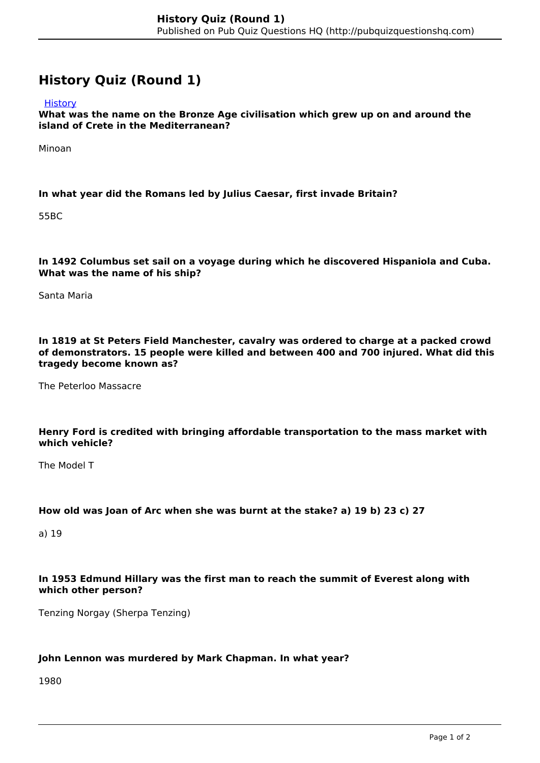# History Quiz (Round 1)

History

**What was the name on the Bronze Age civilisation which grew up on and around the island of Crete in the Mediterranean?**

Minoan

**In what year did the Romans led by Julius Caesar, first invade Britain?**

55BC

**In 1492 Columbus set sail on a voyage during which he discovered Hispaniola and Cuba. What was the name of his ship?**

Santa Maria

**In 1819 at St Peters Field Manchester, cavalry was ordered to charge at a packed crowd of demonstrators. 15 people were killed and between 400 and 700 injured. What did this tragedy become known as?**

The Peterloo Massacre

**Henry Ford is credited with bringing affordable transportation to the mass market with which vehicle?**

The Model T

**How old was Joan of Arc when she was burnt at the stake? a) 19 b) 23 c) 27**

a) 19

**In 1953 Edmund Hillary was the first man to reach the summit of Everest along with which other person?**

Tenzing Norgay (Sherpa Tenzing)

**John Lennon was murdered by Mark Chapman. In what year?**

1980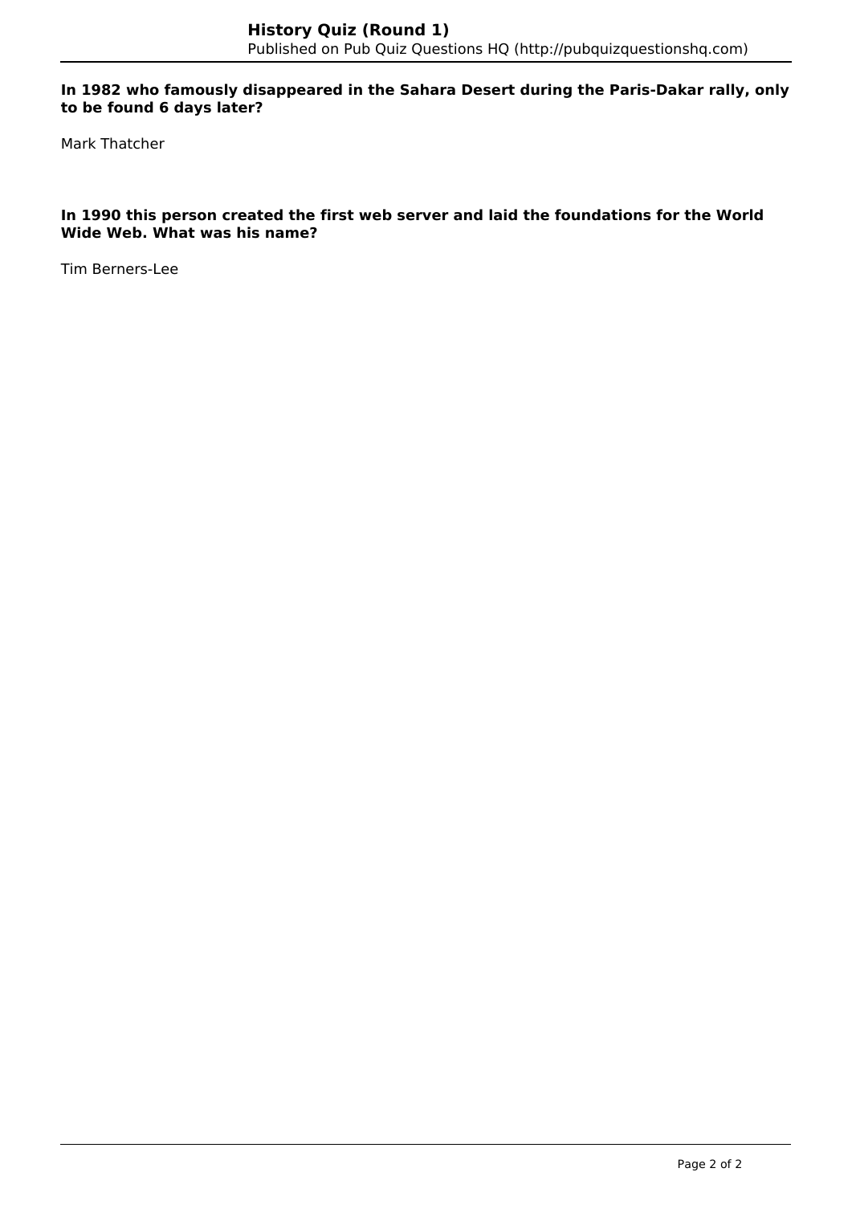**In 1982 who famously disappeared in the Sahara Desert during the Paris-Dakar rally, only to be found 6 days later?**

Mark Thatcher

**In 1990 this person created the first web server and laid the foundations for the World Wide Web. What was his name?**

Tim Berners-Lee